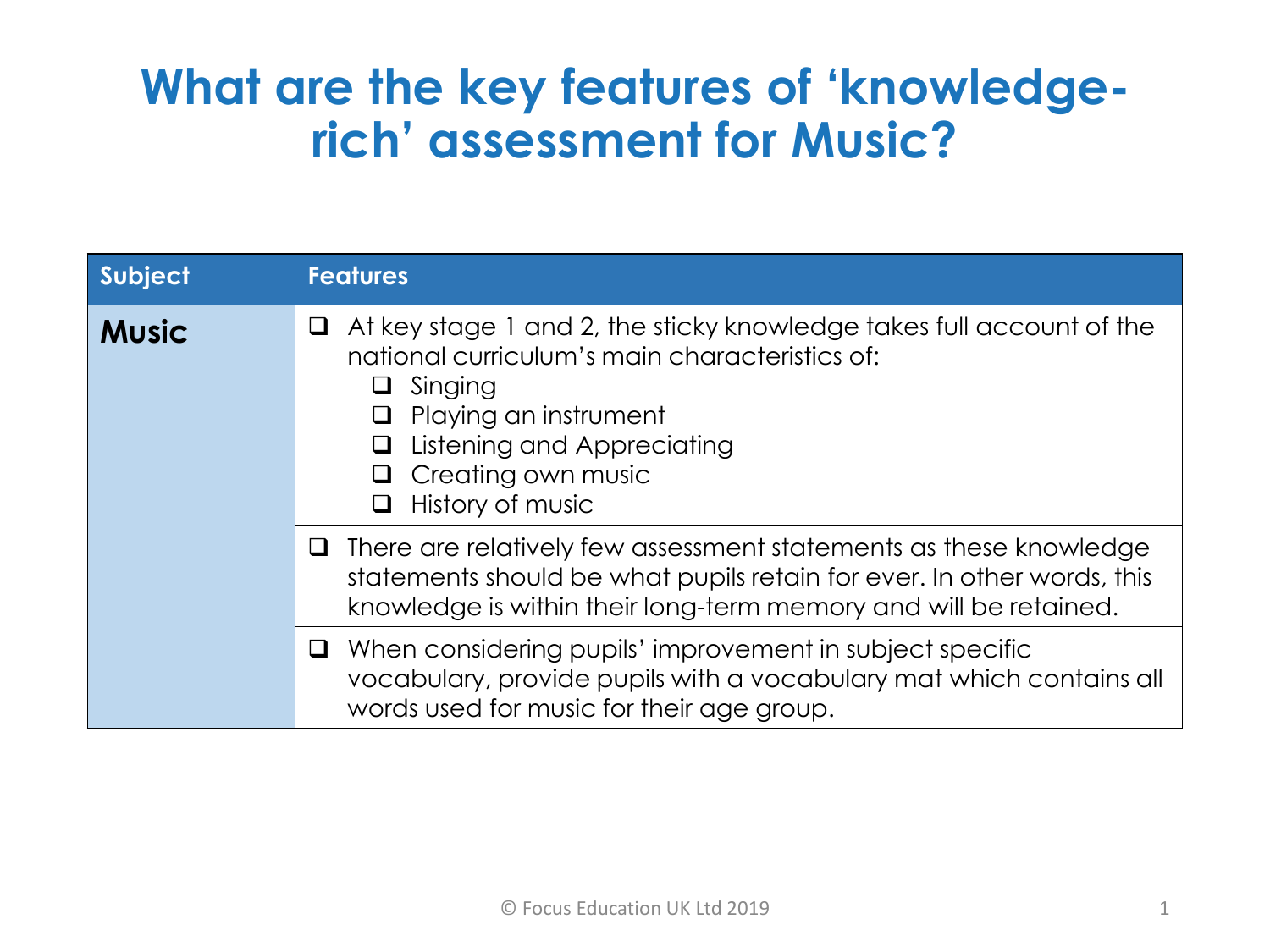# What are the key features of 'knowledge-rich' assessment for Music?

| Subject | Features |
|---|---|
| **Music** | ❑ At key stage 1 and 2, the sticky knowledge takes full account of the national curriculum's main characteristics of:<br>❑ Singing<br>❑ Playing an instrument<br>❑ Listening and Appreciating<br>❑ Creating own music<br>❑ History of music |
| | ❑ There are relatively few assessment statements as these knowledge statements should be what pupils retain for ever. In other words, this knowledge is within their long-term memory and will be retained. |
| | ❑ When considering pupils' improvement in subject specific vocabulary, provide pupils with a vocabulary mat which contains all words used for music for their age group. |

© Focus Education UK Ltd 2019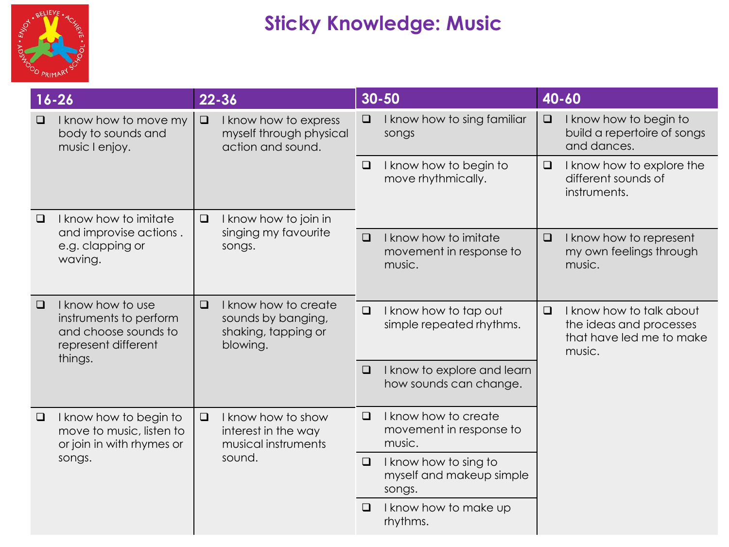# Sticky Knowledge: Music

| 16-26 | 22-36 | 30-50 | 40-60 |
|---|---|---|---|
| ❑ I know how to move my body to sounds and music I enjoy. | ❑ I know how to express myself through physical action and sound. | ❑ I know how to sing familiar songs | ❑ I know how to begin to build a repertoire of songs and dances. |
| | | ❑ I know how to begin to move rhythmically. | ❑ I know how to explore the different sounds of instruments. |
| ❑ I know how to imitate and improvise actions . e.g. clapping or waving. | ❑ I know how to join in singing my favourite songs. | ❑ I know how to imitate movement in response to music. | ❑ I know how to represent my own feelings through music. |
| ❑ I know how to use instruments to perform and choose sounds to represent different things. | ❑ I know how to create sounds by banging, shaking, tapping or blowing. | ❑ I know how to tap out simple repeated rhythms. | ❑ I know how to talk about the ideas and processes that have led me to make music. |
| | | ❑ I know to explore and learn how sounds can change. | |
| ❑ I know how to begin to move to music, listen to or join in with rhymes or songs. | ❑ I know how to show interest in the way musical instruments sound. | ❑ I know how to create movement in response to music. | |
| | | ❑ I know how to sing to myself and makeup simple songs. | |
| | | ❑ I know how to make up rhythms. | |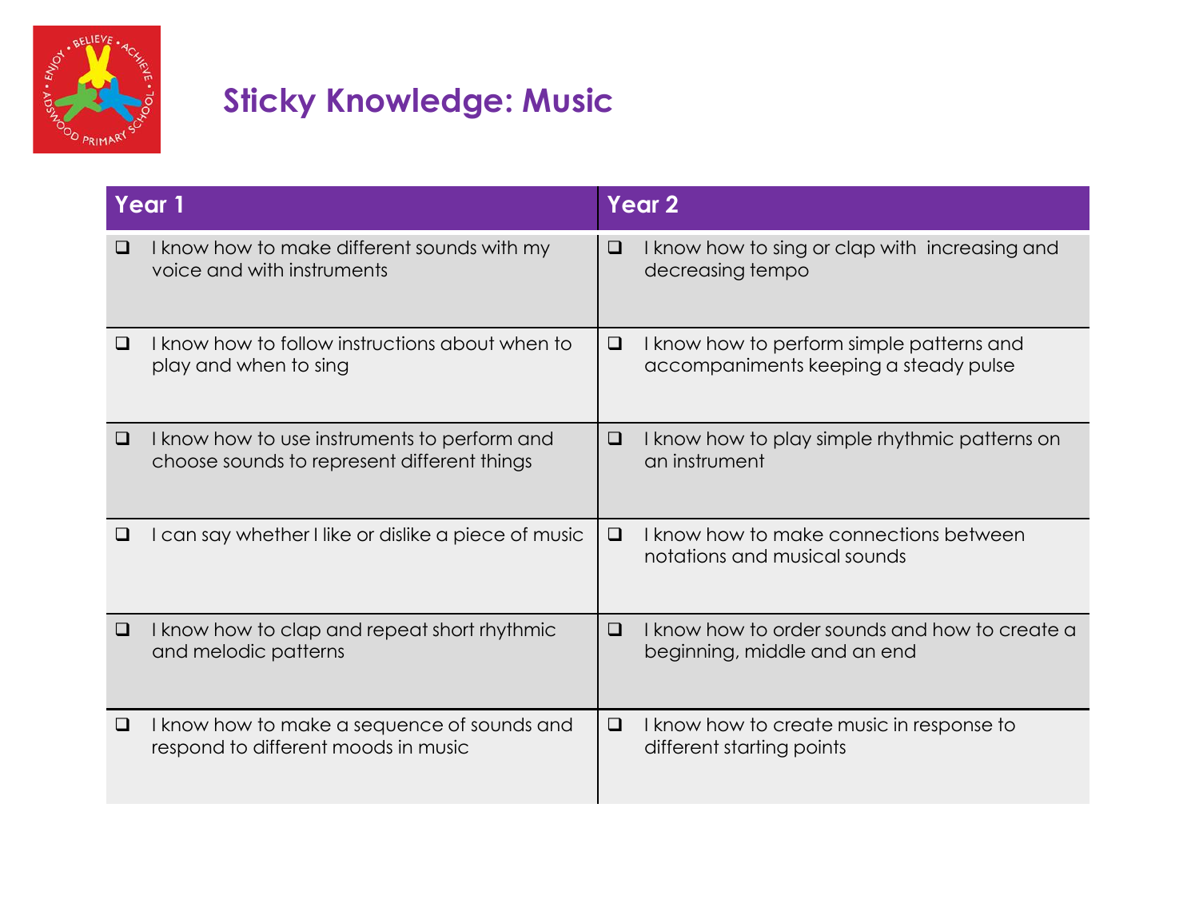# Sticky Knowledge: Music

| Year 1 | Year 2 |
|---|---|
| ❑ I know how to make different sounds with my voice and with instruments | ❑ I know how to sing or clap with increasing and decreasing tempo |
| ❑ I know how to follow instructions about when to play and when to sing | ❑ I know how to perform simple patterns and accompaniments keeping a steady pulse |
| ❑ I know how to use instruments to perform and choose sounds to represent different things | ❑ I know how to play simple rhythmic patterns on an instrument |
| ❑ I can say whether I like or dislike a piece of music | ❑ I know how to make connections between notations and musical sounds |
| ❑ I know how to clap and repeat short rhythmic and melodic patterns | ❑ I know how to order sounds and how to create a beginning, middle and an end |
| ❑ I know how to make a sequence of sounds and respond to different moods in music | ❑ I know how to create music in response to different starting points |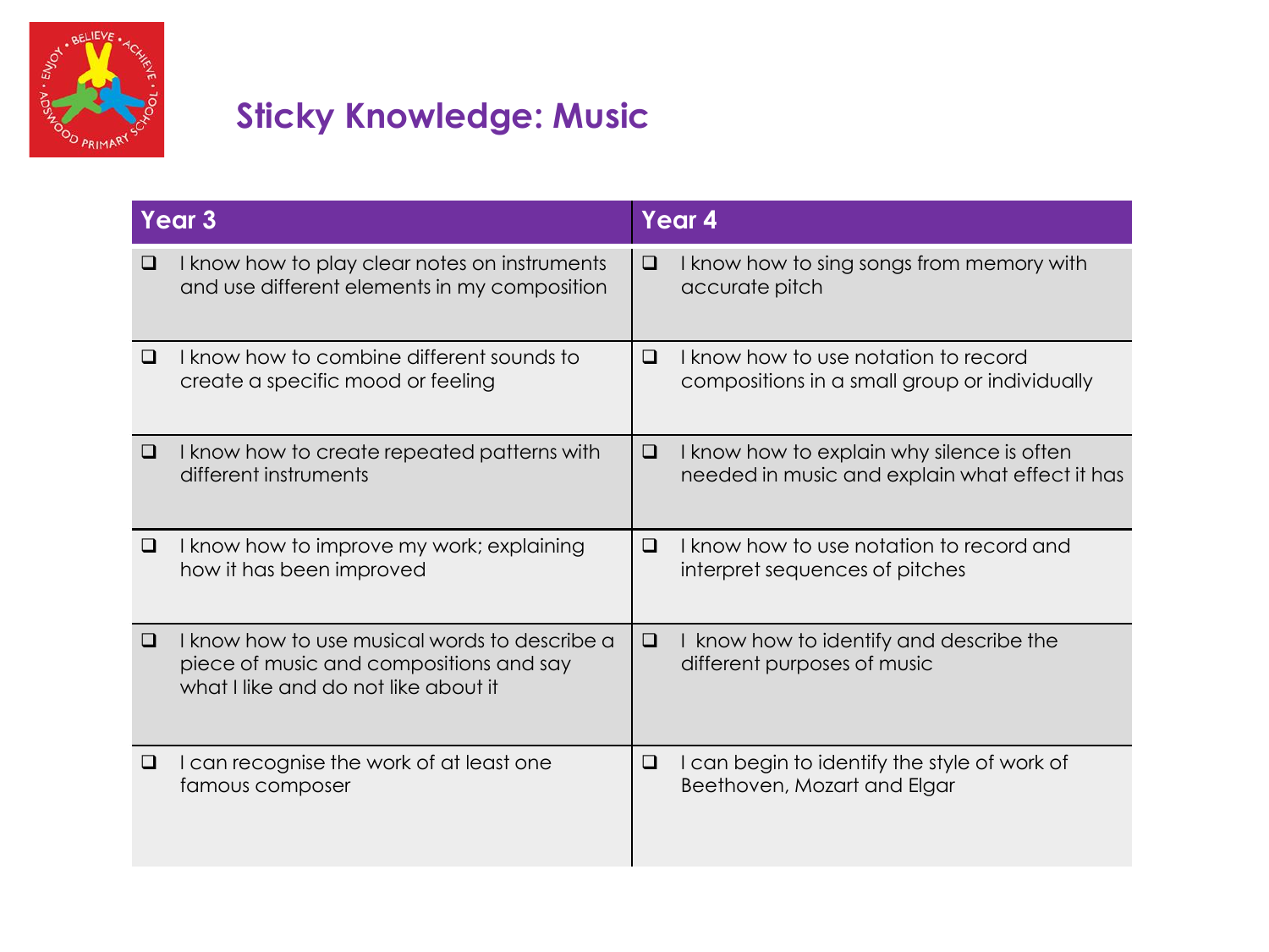# Sticky Knowledge: Music

| Year 3 | Year 4 |
| --- | --- |
| ❑ I know how to play clear notes on instruments and use different elements in my composition | ❑ I know how to sing songs from memory with accurate pitch |
| ❑ I know how to combine different sounds to create a specific mood or feeling | ❑ I know how to use notation to record compositions in a small group or individually |
| ❑ I know how to create repeated patterns with different instruments | ❑ I know how to explain why silence is often needed in music and explain what effect it has |
| ❑ I know how to improve my work; explaining how it has been improved | ❑ I know how to use notation to record and interpret sequences of pitches |
| ❑ I know how to use musical words to describe a piece of music and compositions and say what I like and do not like about it | ❑ I know how to identify and describe the different purposes of music |
| ❑ I can recognise the work of at least one famous composer | ❑ I can begin to identify the style of work of Beethoven, Mozart and Elgar |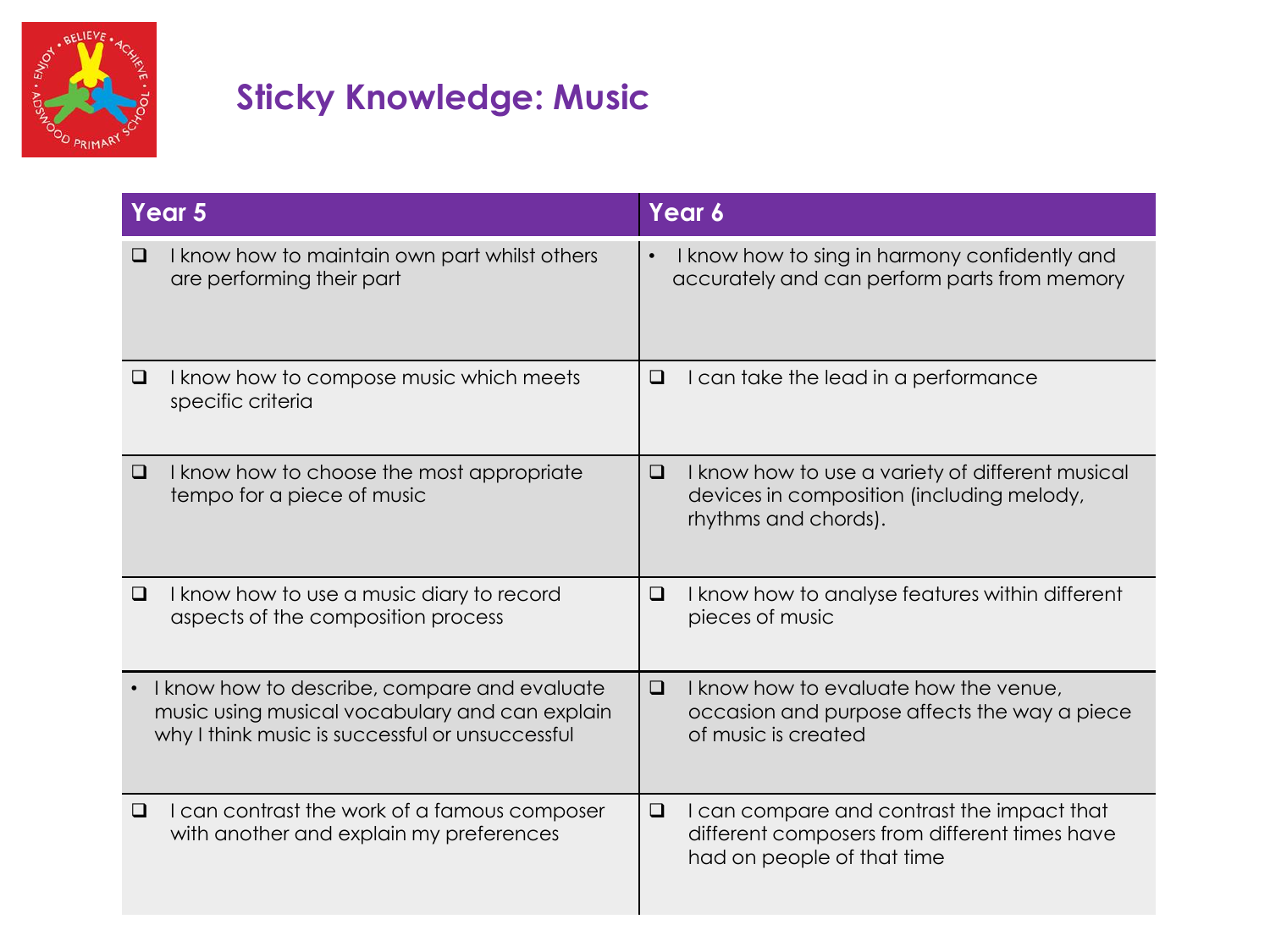# Sticky Knowledge: Music

| Year 5 | Year 6 |
| --- | --- |
| ❑ I know how to maintain own part whilst others are performing their part | • I know how to sing in harmony confidently and accurately and can perform parts from memory |
| ❑ I know how to compose music which meets specific criteria | ❑ I can take the lead in a performance |
| ❑ I know how to choose the most appropriate tempo for a piece of music | ❑ I know how to use a variety of different musical devices in composition (including melody, rhythms and chords). |
| ❑ I know how to use a music diary to record aspects of the composition process | ❑ I know how to analyse features within different pieces of music |
| • I know how to describe, compare and evaluate music using musical vocabulary and can explain why I think music is successful or unsuccessful | ❑ I know how to evaluate how the venue, occasion and purpose affects the way a piece of music is created |
| ❑ I can contrast the work of a famous composer with another and explain my preferences | ❑ I can compare and contrast the impact that different composers from different times have had on people of that time |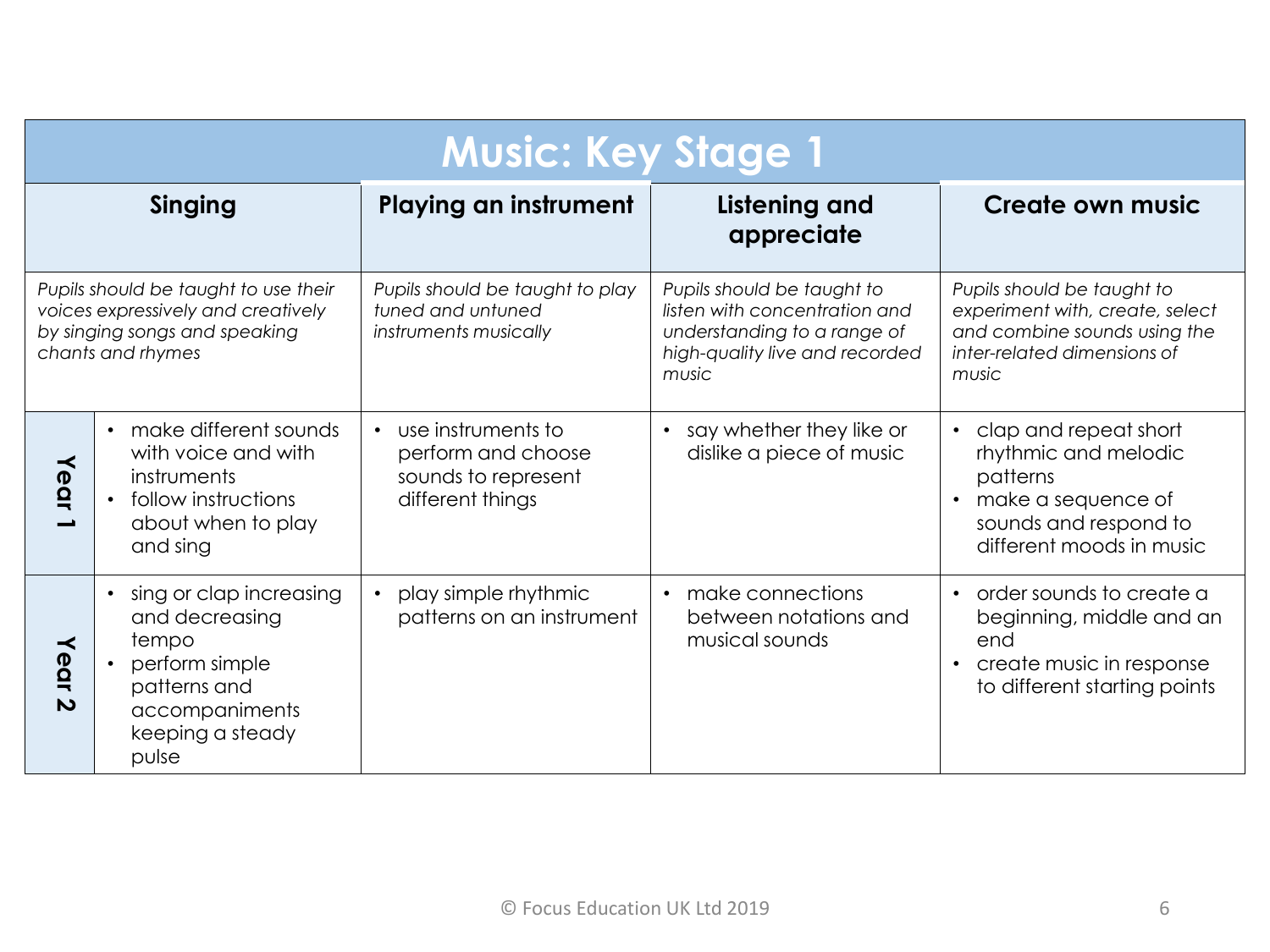# Music: Key Stage 1

| | Singing | Playing an instrument | Listening and appreciate | Create own music |
|---|---|---|---|---|
| | *Pupils should be taught to use their voices expressively and creatively by singing songs and speaking chants and rhymes* | *Pupils should be taught to play tuned and untuned instruments musically* | *Pupils should be taught to listen with concentration and understanding to a range of high-quality live and recorded music* | *Pupils should be taught to experiment with, create, select and combine sounds using the inter-related dimensions of music* |
| **Year 1** | • make different sounds with voice and with instruments<br>• follow instructions about when to play and sing | • use instruments to perform and choose sounds to represent different things | • say whether they like or dislike a piece of music | • clap and repeat short rhythmic and melodic patterns<br>• make a sequence of sounds and respond to different moods in music |
| **Year 2** | • sing or clap increasing and decreasing tempo<br>• perform simple patterns and accompaniments keeping a steady pulse | • play simple rhythmic patterns on an instrument | • make connections between notations and musical sounds | • order sounds to create a beginning, middle and an end<br>• create music in response to different starting points |

© Focus Education UK Ltd 2019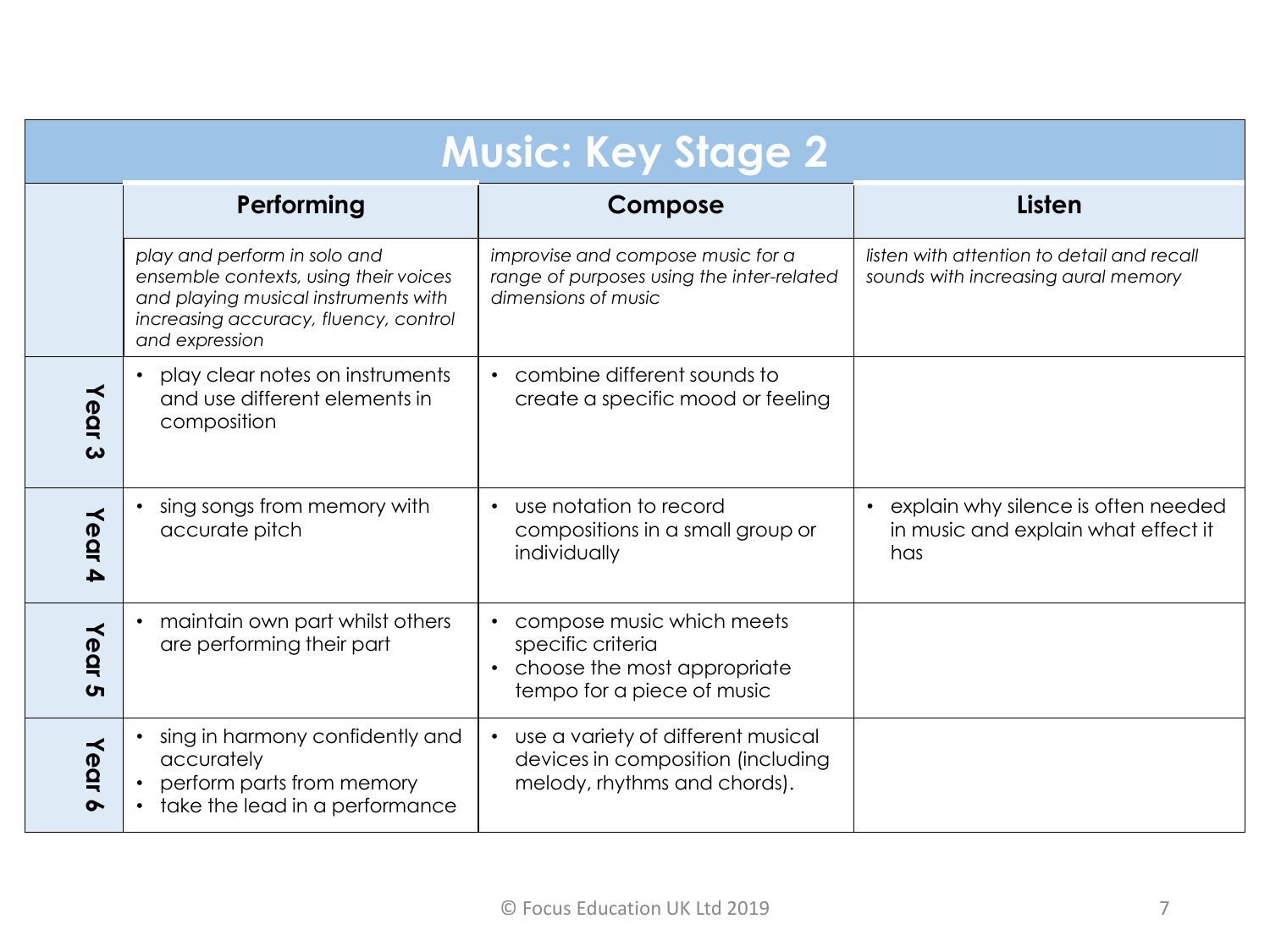# Music: Key Stage 2

| | Performing | Compose | Listen |
|---|---|---|---|
| | *play and perform in solo and ensemble contexts, using their voices and playing musical instruments with increasing accuracy, fluency, control and expression* | *improvise and compose music for a range of purposes using the inter-related dimensions of music* | *listen with attention to detail and recall sounds with increasing aural memory* |
| Year 3 | • play clear notes on instruments and use different elements in composition | • combine different sounds to create a specific mood or feeling | |
| Year 4 | • sing songs from memory with accurate pitch | • use notation to record compositions in a small group or individually | • explain why silence is often needed in music and explain what effect it has |
| Year 5 | • maintain own part whilst others are performing their part | • compose music which meets specific criteria<br>• choose the most appropriate tempo for a piece of music | |
| Year 6 | • sing in harmony confidently and accurately<br>• perform parts from memory<br>• take the lead in a performance | • use a variety of different musical devices in composition (including melody, rhythms and chords). | |

© Focus Education UK Ltd 2019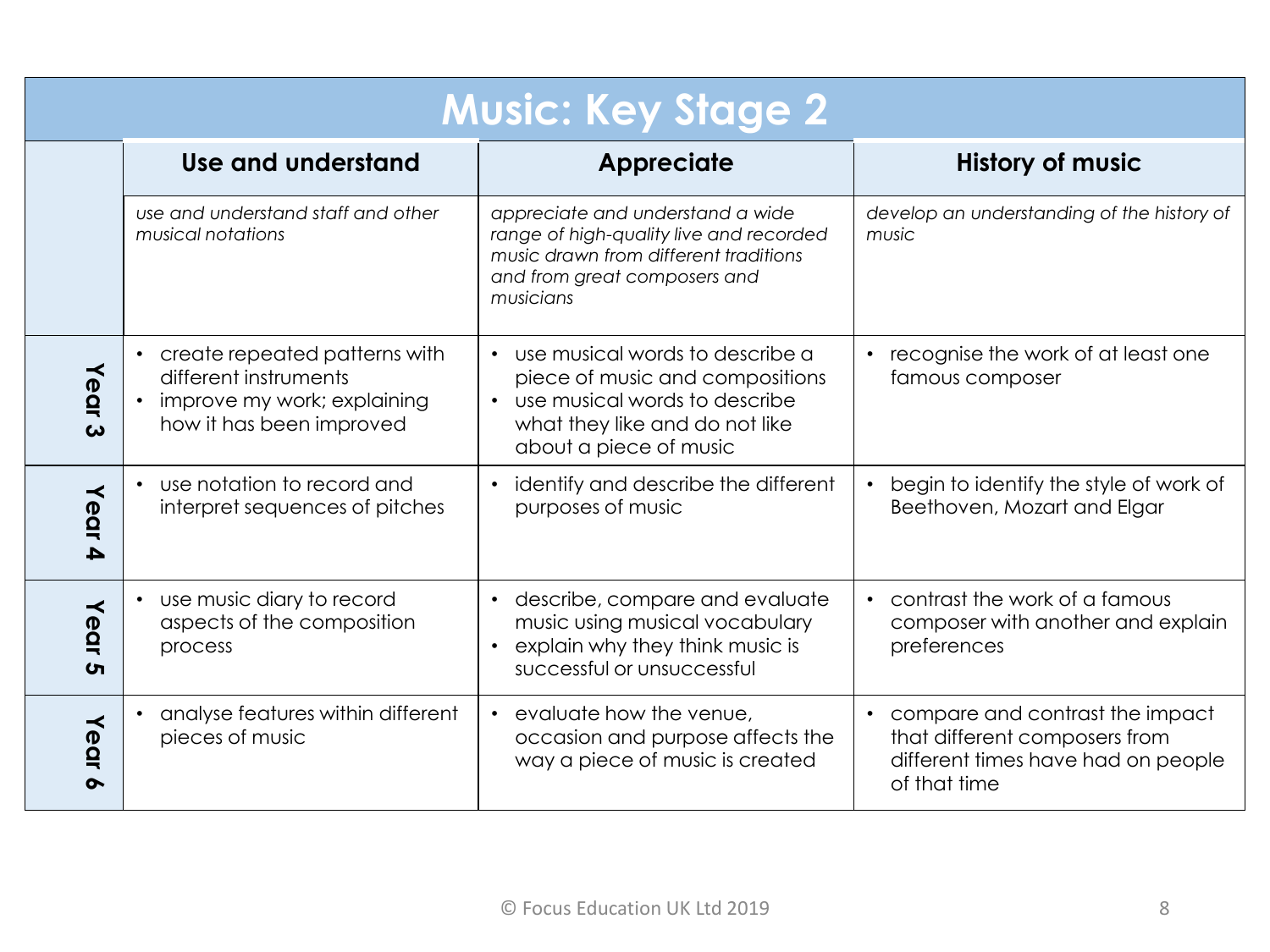# Music: Key Stage 2

| | Use and understand | Appreciate | History of music |
|---|---|---|---|
| | *use and understand staff and other musical notations* | *appreciate and understand a wide range of high-quality live and recorded music drawn from different traditions and from great composers and musicians* | *develop an understanding of the history of music* |
| **Year 3** | • create repeated patterns with different instruments<br>• improve my work; explaining how it has been improved | • use musical words to describe a piece of music and compositions<br>• use musical words to describe what they like and do not like about a piece of music | • recognise the work of at least one famous composer |
| **Year 4** | • use notation to record and interpret sequences of pitches | • identify and describe the different purposes of music | • begin to identify the style of work of Beethoven, Mozart and Elgar |
| **Year 5** | • use music diary to record aspects of the composition process | • describe, compare and evaluate music using musical vocabulary<br>• explain why they think music is successful or unsuccessful | • contrast the work of a famous composer with another and explain preferences |
| **Year 6** | • analyse features within different pieces of music | • evaluate how the venue, occasion and purpose affects the way a piece of music is created | • compare and contrast the impact that different composers from different times have had on people of that time |

© Focus Education UK Ltd 2019